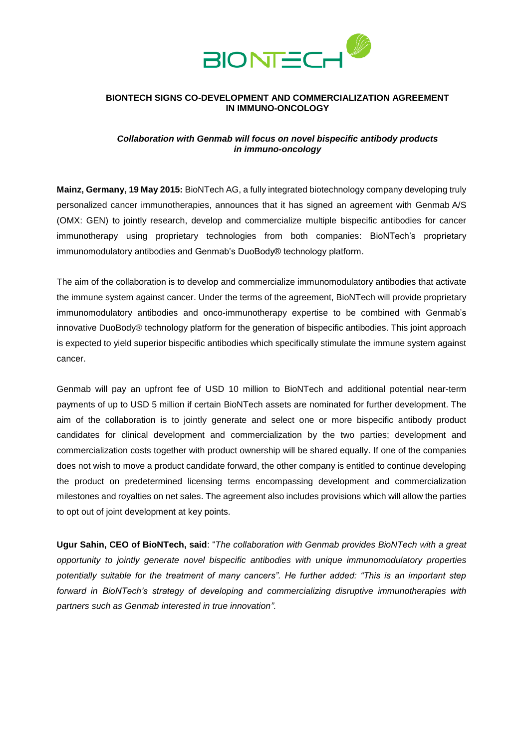# BIONTECH SIGNS CO-DEVELOPMENT AND COMMERCIALIZATION AGREEMENT IN IMMUNO-ONCOLOGY

### *Collaboration with Genmab will focus on novel bispecific antibody products in immuno-oncology*

**Mainz, Germany, 19 May 2015:** BioNTech AG, a fully integrated biotechnology company developing truly personalized cancer immunotherapies, announces that it has signed an agreement with Genmab A/S (OMX: GEN) to jointly research, develop and commercialize multiple bispecific antibodies for cancer immunotherapy using proprietary technologies from both companies: BioNTech's proprietary immunomodulatory antibodies and Genmab's DuoBody® technology platform.

The aim of the collaboration is to develop and commercialize immunomodulatory antibodies that activate the immune system against cancer. Under the terms of the agreement, BioNTech will provide proprietary immunomodulatory antibodies and onco-immunotherapy expertise to be combined with Genmab's innovative DuoBody® technology platform for the generation of bispecific antibodies. This joint approach is expected to yield superior bispecific antibodies which specifically stimulate the immune system against cancer.

Genmab will pay an upfront fee of USD 10 million to BioNTech and additional potential near-term payments of up to USD 5 million if certain BioNTech assets are nominated for further development. The aim of the collaboration is to jointly generate and select one or more bispecific antibody product candidates for clinical development and commercialization by the two parties; development and commercialization costs together with product ownership will be shared equally. If one of the companies does not wish to move a product candidate forward, the other company is entitled to continue developing the product on predetermined licensing terms encompassing development and commercialization milestones and royalties on net sales. The agreement also includes provisions which will allow the parties to opt out of joint development at key points.

**Ugur Sahin, CEO of BioNTech, said**: "*The collaboration with Genmab provides BioNTech with a great opportunity to jointly generate novel bispecific antibodies with unique immunomodulatory properties potentially suitable for the treatment of many cancers". He further added: "This is an important step forward in BioNTech's strategy of developing and commercializing disruptive immunotherapies with partners such as Genmab interested in true innovation".*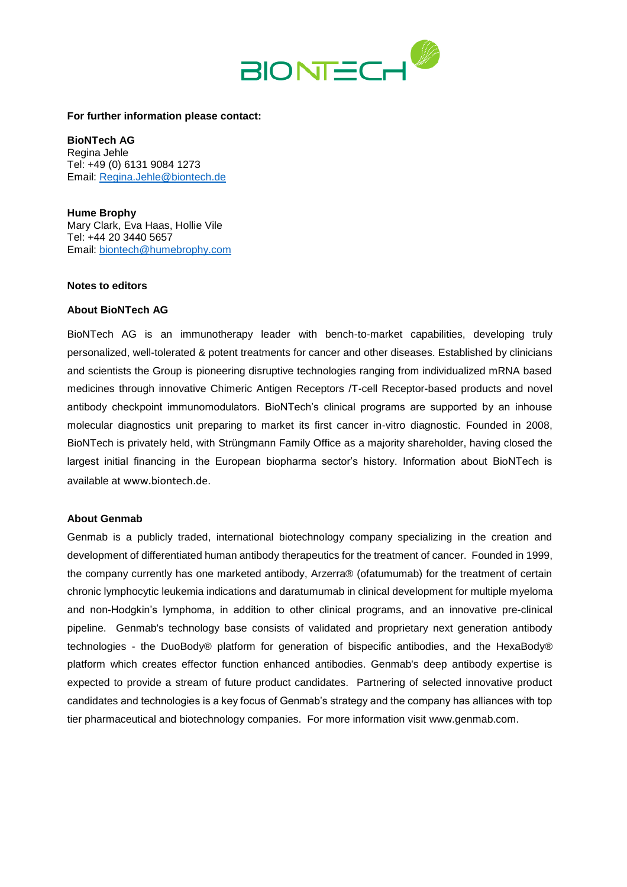**For further information please contact:**

**BioNTech AG**
Regina Jehle
Tel: +49 (0) 6131 9084 1273
Email: Regina.Jehle@biontech.de

**Hume Brophy**
Mary Clark, Eva Haas, Hollie Vile
Tel: +44 20 3440 5657
Email: biontech@humebrophy.com

**Notes to editors**

**About BioNTech AG**

BioNTech AG is an immunotherapy leader with bench-to-market capabilities, developing truly personalized, well-tolerated & potent treatments for cancer and other diseases. Established by clinicians and scientists the Group is pioneering disruptive technologies ranging from individualized mRNA based medicines through innovative Chimeric Antigen Receptors /T-cell Receptor-based products and novel antibody checkpoint immunomodulators. BioNTech's clinical programs are supported by an inhouse molecular diagnostics unit preparing to market its first cancer in-vitro diagnostic. Founded in 2008, BioNTech is privately held, with Strüngmann Family Office as a majority shareholder, having closed the largest initial financing in the European biopharma sector's history. Information about BioNTech is available at www.biontech.de.

**About Genmab**

Genmab is a publicly traded, international biotechnology company specializing in the creation and development of differentiated human antibody therapeutics for the treatment of cancer. Founded in 1999, the company currently has one marketed antibody, Arzerra® (ofatumumab) for the treatment of certain chronic lymphocytic leukemia indications and daratumumab in clinical development for multiple myeloma and non-Hodgkin's lymphoma, in addition to other clinical programs, and an innovative pre-clinical pipeline. Genmab's technology base consists of validated and proprietary next generation antibody technologies - the DuoBody® platform for generation of bispecific antibodies, and the HexaBody® platform which creates effector function enhanced antibodies. Genmab's deep antibody expertise is expected to provide a stream of future product candidates. Partnering of selected innovative product candidates and technologies is a key focus of Genmab's strategy and the company has alliances with top tier pharmaceutical and biotechnology companies. For more information visit www.genmab.com.